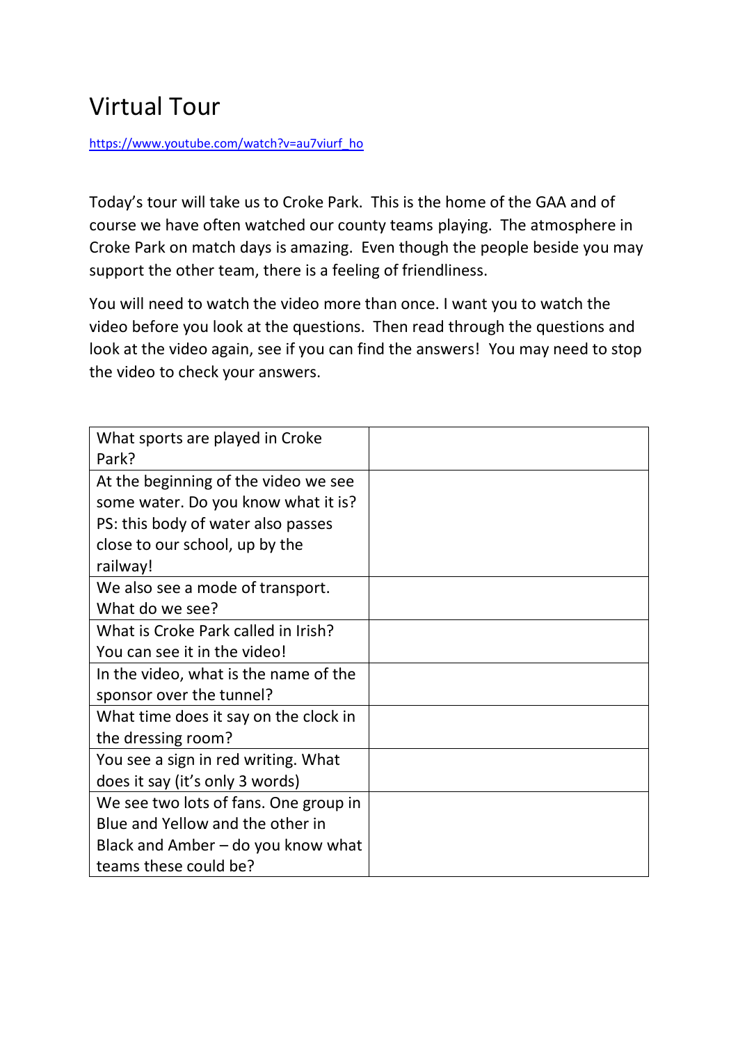# Virtual Tour

https://www.youtube.com/watch?v=au7viurf_ho

Today's tour will take us to Croke Park. This is the home of the GAA and of course we have often watched our county teams playing. The atmosphere in Croke Park on match days is amazing. Even though the people beside you may support the other team, there is a feeling of friendliness.

You will need to watch the video more than once. I want you to watch the video before you look at the questions. Then read through the questions and look at the video again, see if you can find the answers! You may need to stop the video to check your answers.

| | |
|---|---|
| What sports are played in Croke Park? | |
| At the beginning of the video we see some water. Do you know what it is? PS: this body of water also passes close to our school, up by the railway! | |
| We also see a mode of transport. What do we see? | |
| What is Croke Park called in Irish? You can see it in the video! | |
| In the video, what is the name of the sponsor over the tunnel? | |
| What time does it say on the clock in the dressing room? | |
| You see a sign in red writing. What does it say (it's only 3 words) | |
| We see two lots of fans. One group in Blue and Yellow and the other in Black and Amber – do you know what teams these could be? | |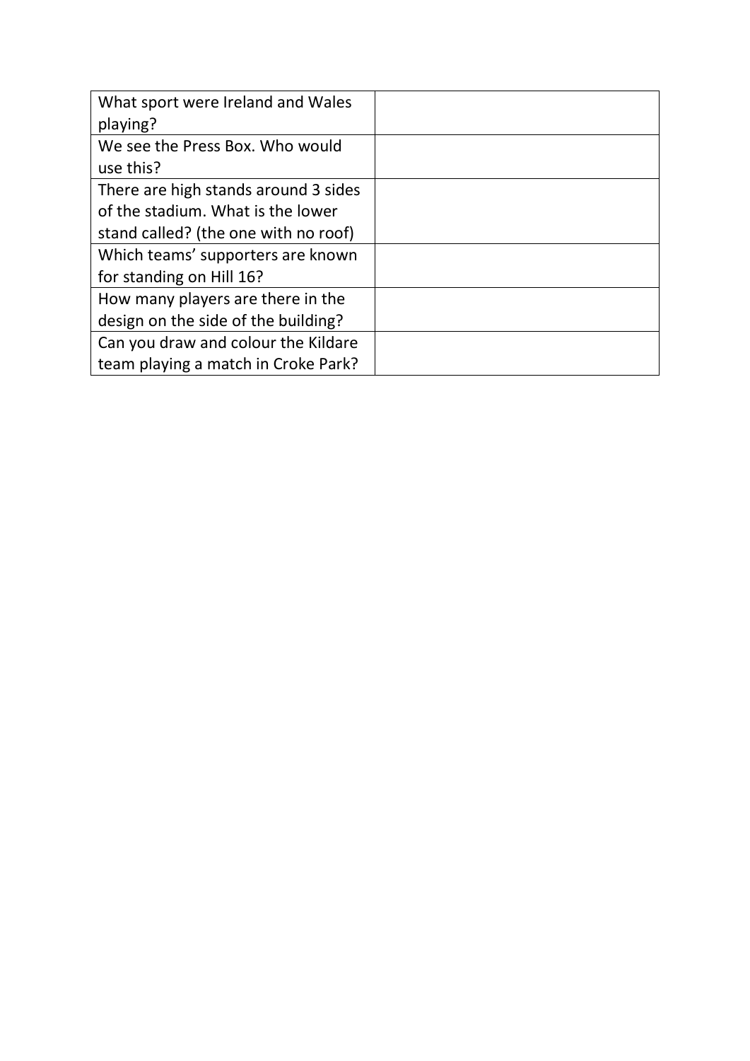| | |
|---|---|
| What sport were Ireland and Wales playing? | |
| We see the Press Box. Who would use this? | |
| There are high stands around 3 sides of the stadium. What is the lower stand called? (the one with no roof) | |
| Which teams' supporters are known for standing on Hill 16? | |
| How many players are there in the design on the side of the building? | |
| Can you draw and colour the Kildare team playing a match in Croke Park? | |